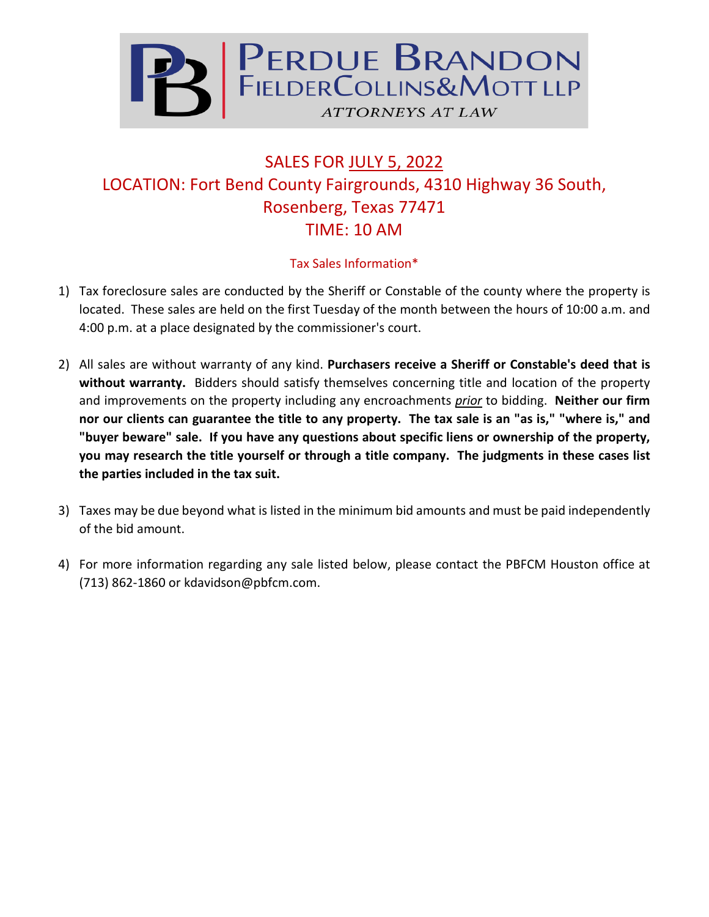PERDUE BRANDON FIELDER COLLINS & MOTT LLP
ATTORNEYS AT LAW

## SALES FOR JULY 5, 2022
## LOCATION: Fort Bend County Fairgrounds, 4310 Highway 36 South, Rosenberg, Texas 77471
## TIME: 10 AM

### Tax Sales Information*

1) Tax foreclosure sales are conducted by the Sheriff or Constable of the county where the property is located. These sales are held on the first Tuesday of the month between the hours of 10:00 a.m. and 4:00 p.m. at a place designated by the commissioner's court.

2) All sales are without warranty of any kind. **Purchasers receive a Sheriff or Constable's deed that is without warranty.** Bidders should satisfy themselves concerning title and location of the property and improvements on the property including any encroachments *prior* to bidding. **Neither our firm nor our clients can guarantee the title to any property. The tax sale is an "as is," "where is," and "buyer beware" sale. If you have any questions about specific liens or ownership of the property, you may research the title yourself or through a title company. The judgments in these cases list the parties included in the tax suit.**

3) Taxes may be due beyond what is listed in the minimum bid amounts and must be paid independently of the bid amount.

4) For more information regarding any sale listed below, please contact the PBFCM Houston office at (713) 862-1860 or kdavidson@pbfcm.com.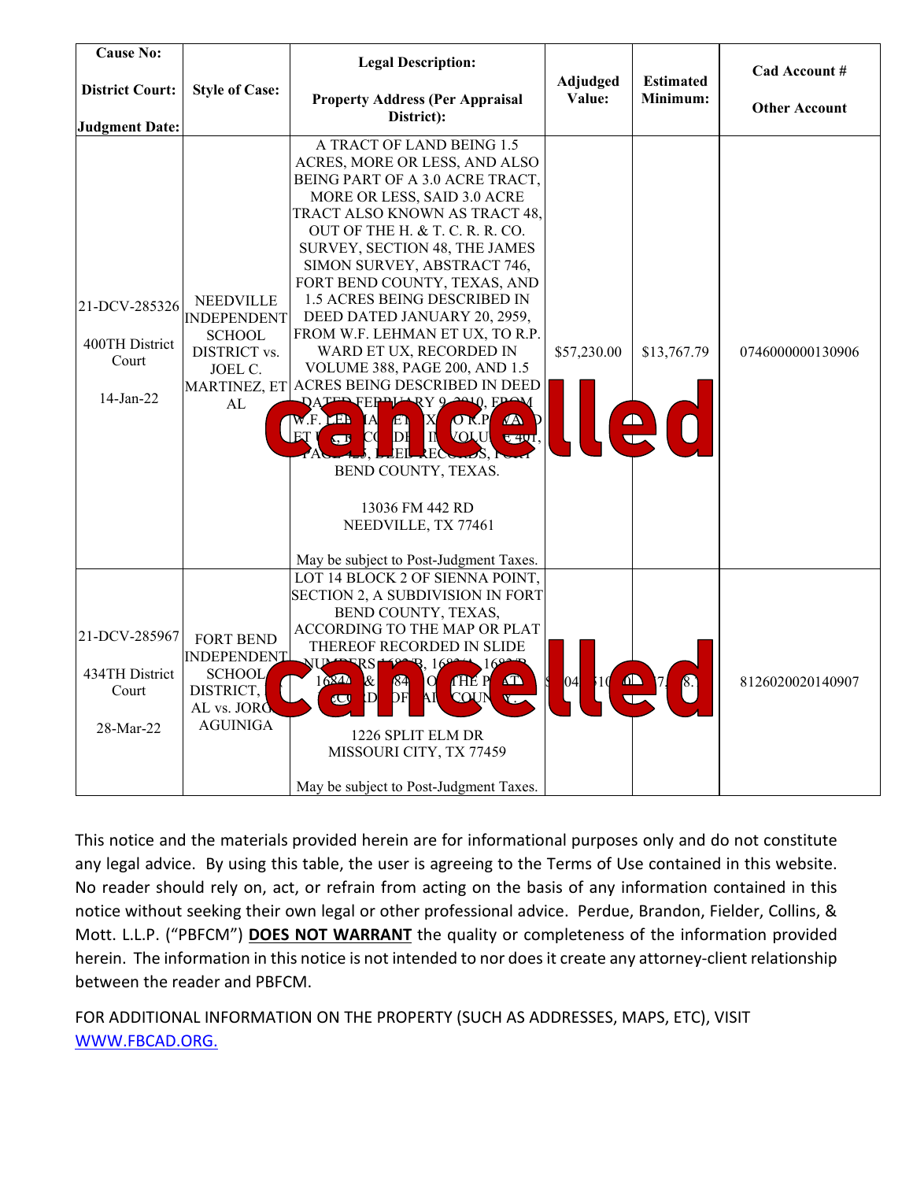| Cause No:<br><br>District Court:<br><br>Judgment Date: | Style of Case: | Legal Description:<br><br>Property Address (Per Appraisal District): | Adjudged Value: | Estimated Minimum: | Cad Account #<br><br>Other Account |
|---|---|---|---|---|---|
| 21-DCV-285326<br><br>400TH District Court<br><br>14-Jan-22 | NEEDVILLE INDEPENDENT SCHOOL DISTRICT vs. JOEL C. MARTINEZ, ET AL | A TRACT OF LAND BEING 1.5 ACRES, MORE OR LESS, AND ALSO BEING PART OF A 3.0 ACRE TRACT, MORE OR LESS, SAID 3.0 ACRE TRACT ALSO KNOWN AS TRACT 48, OUT OF THE H. & T. C. R. R. CO. SURVEY, SECTION 48, THE JAMES SIMON SURVEY, ABSTRACT 746, FORT BEND COUNTY, TEXAS, AND 1.5 ACRES BEING DESCRIBED IN DEED DATED JANUARY 20, 2959, FROM W.F. LEHMAN ET UX, TO R.P. WARD ET UX, RECORDED IN VOLUME 388, PAGE 200, AND 1.5 ACRES BEING DESCRIBED IN DEED DATED FEBRUARY 9, 2010, FROM W.F. LEHMAN ET UX, TO R.P. WARD ET UX, RECORDED IN VOLUME 401, PAGE 425, DEED RECORDS, FORT BEND COUNTY, TEXAS.<br><br>13036 FM 442 RD<br>NEEDVILLE, TX 77461<br><br>May be subject to Post-Judgment Taxes. | $57,230.00 | $13,767.79 | 0746000000130906 |
| 21-DCV-285967<br><br>434TH District Court<br><br>28-Mar-22 | FORT BEND INDEPENDENT SCHOOL DISTRICT, ET AL vs. JORGE AGUINIGA | LOT 14 BLOCK 2 OF SIENNA POINT, SECTION 2, A SUBDIVISION IN FORT BEND COUNTY, TEXAS, ACCORDING TO THE MAP OR PLAT THEREOF RECORDED IN SLIDE NUMBERS 1683/B, 1684/A, 1683/B, 1684/A & 1684/B OF THE PLAT RECORDS OF SAID COUNTY.<br><br>1226 SPLIT ELM DR<br>MISSOURI CITY, TX 77459<br><br>May be subject to Post-Judgment Taxes. | $204,510.00 | $17,...8.. | 8126020020140907 |

cancelled

cancelled

This notice and the materials provided herein are for informational purposes only and do not constitute any legal advice. By using this table, the user is agreeing to the Terms of Use contained in this website. No reader should rely on, act, or refrain from acting on the basis of any information contained in this notice without seeking their own legal or other professional advice. Perdue, Brandon, Fielder, Collins, & Mott. L.L.P. ("PBFCM") **DOES NOT WARRANT** the quality or completeness of the information provided herein. The information in this notice is not intended to nor does it create any attorney-client relationship between the reader and PBFCM.

FOR ADDITIONAL INFORMATION ON THE PROPERTY (SUCH AS ADDRESSES, MAPS, ETC), VISIT [WWW.FBCAD.ORG.](http://WWW.FBCAD.ORG)